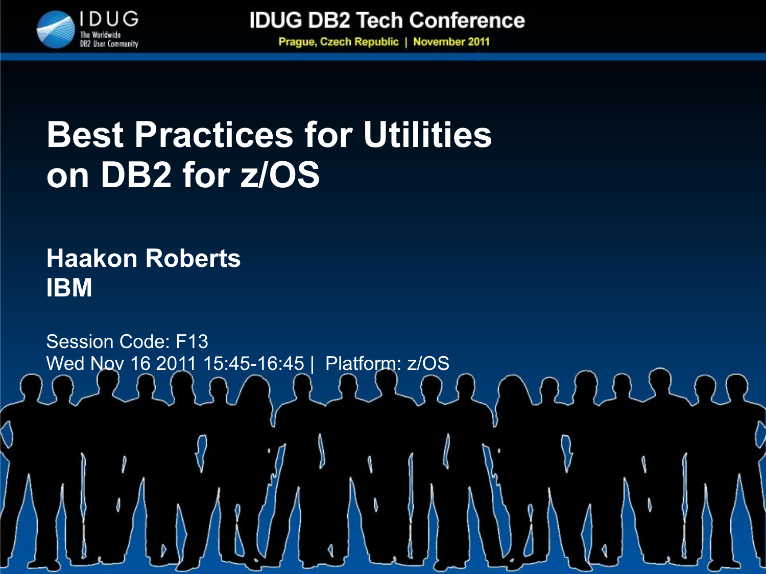# Best Practices for Utilities on DB2 for z/OS

**Haakon Roberts**
**IBM**

Session Code: F13
Wed Nov 16 2011 15:45-16:45 | Platform: z/OS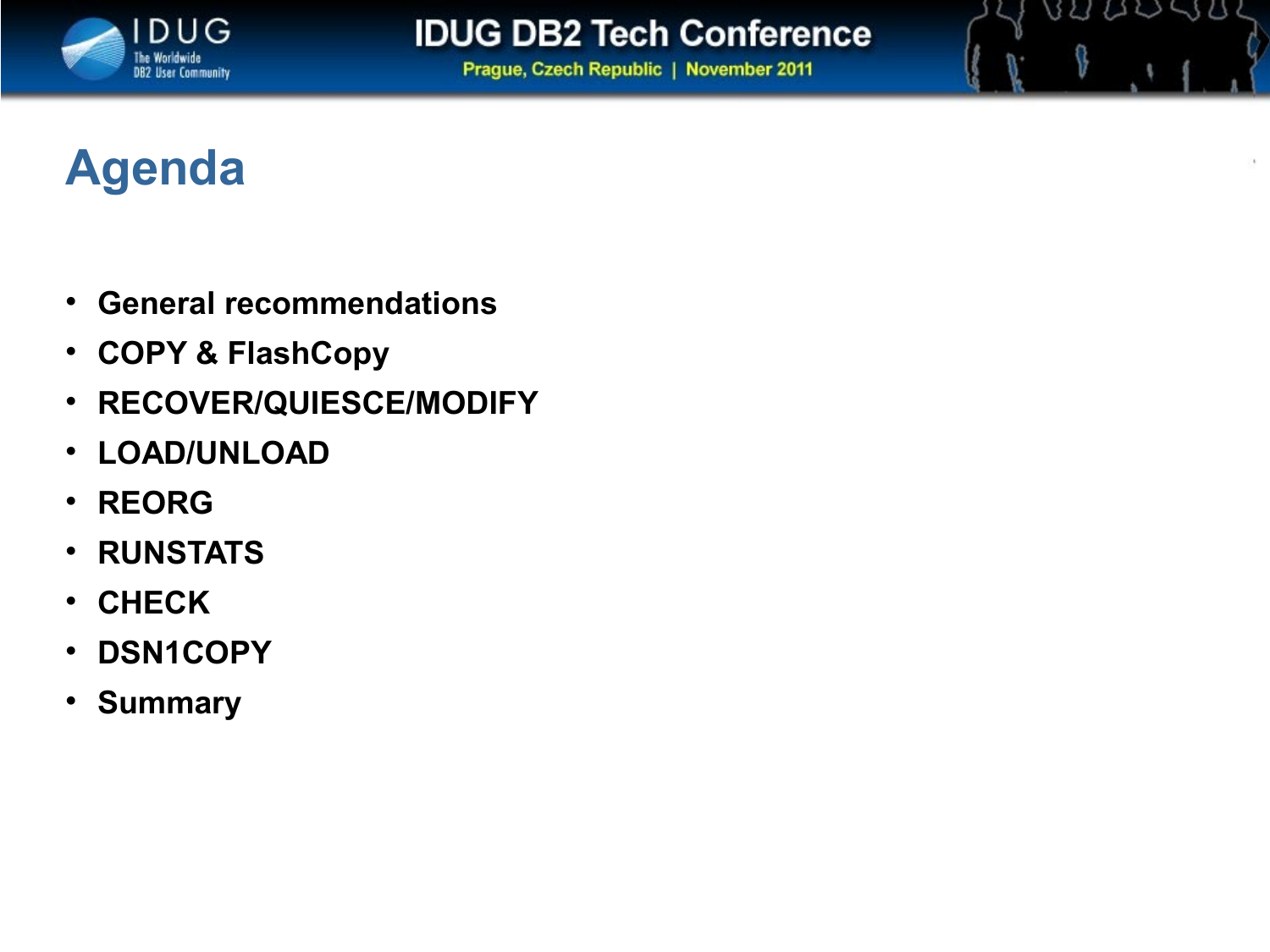# Agenda

- **General recommendations**
- **COPY & FlashCopy**
- **RECOVER/QUIESCE/MODIFY**
- **LOAD/UNLOAD**
- **REORG**
- **RUNSTATS**
- **CHECK**
- **DSN1COPY**
- **Summary**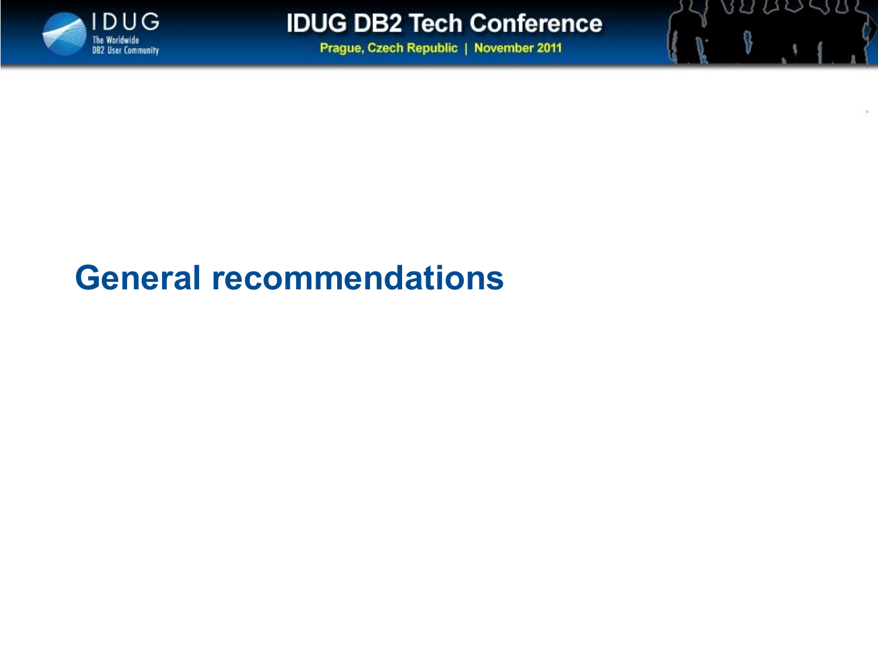# General recommendations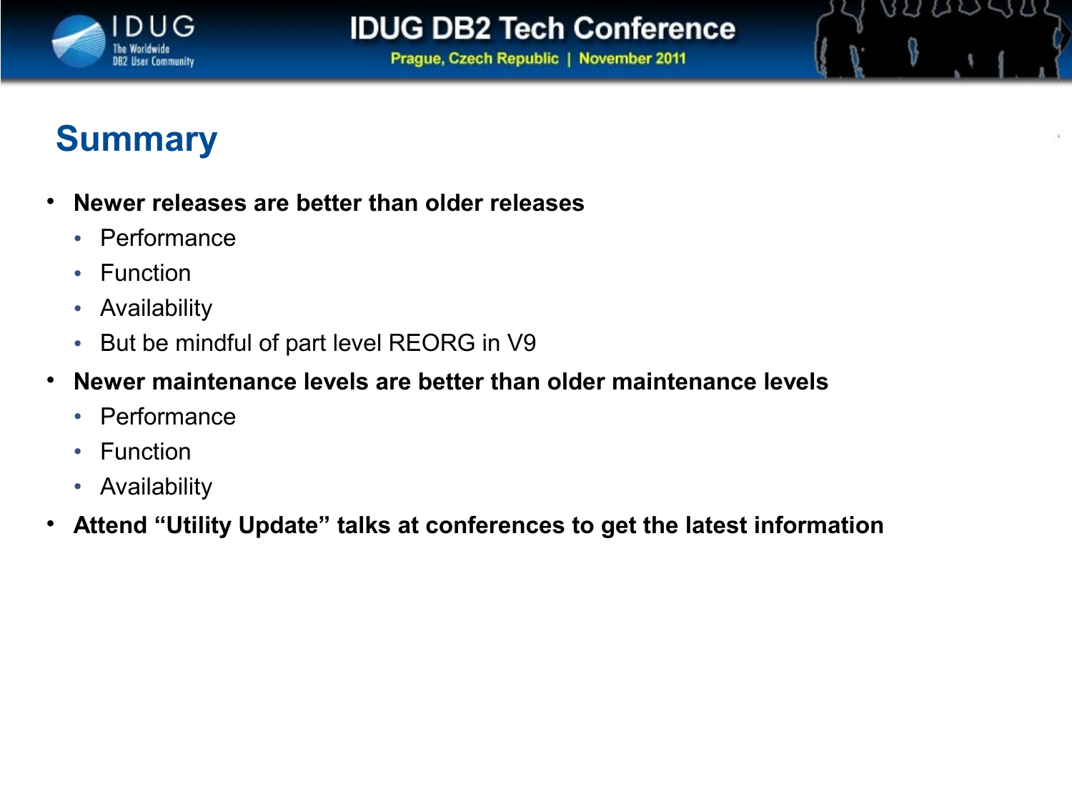# Summary

- **Newer releases are better than older releases**
  - Performance
  - Function
  - Availability
  - But be mindful of part level REORG in V9
- **Newer maintenance levels are better than older maintenance levels**
  - Performance
  - Function
  - Availability
- **Attend “Utility Update” talks at conferences to get the latest information**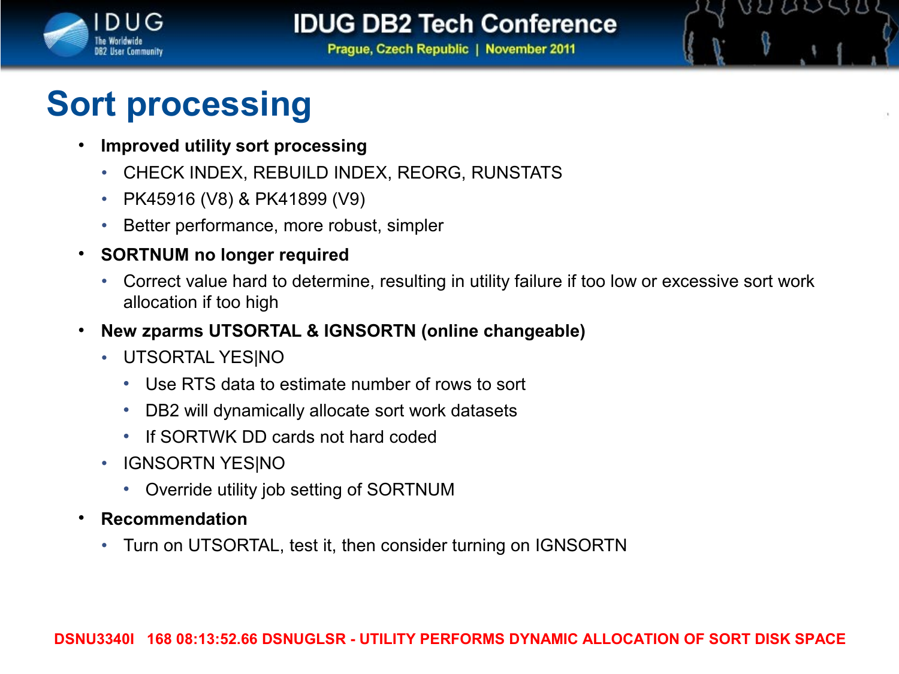# Sort processing

- **Improved utility sort processing**
  - CHECK INDEX, REBUILD INDEX, REORG, RUNSTATS
  - PK45916 (V8) & PK41899 (V9)
  - Better performance, more robust, simpler
- **SORTNUM no longer required**
  - Correct value hard to determine, resulting in utility failure if too low or excessive sort work allocation if too high
- **New zparms UTSORTAL & IGNSORTN (online changeable)**
  - UTSORTAL YES|NO
    - Use RTS data to estimate number of rows to sort
    - DB2 will dynamically allocate sort work datasets
    - If SORTWK DD cards not hard coded
  - IGNSORTN YES|NO
    - Override utility job setting of SORTNUM
- **Recommendation**
  - Turn on UTSORTAL, test it, then consider turning on IGNSORTN

DSNU3340I 168 08:13:52.66 DSNUGLSR - UTILITY PERFORMS DYNAMIC ALLOCATION OF SORT DISK SPACE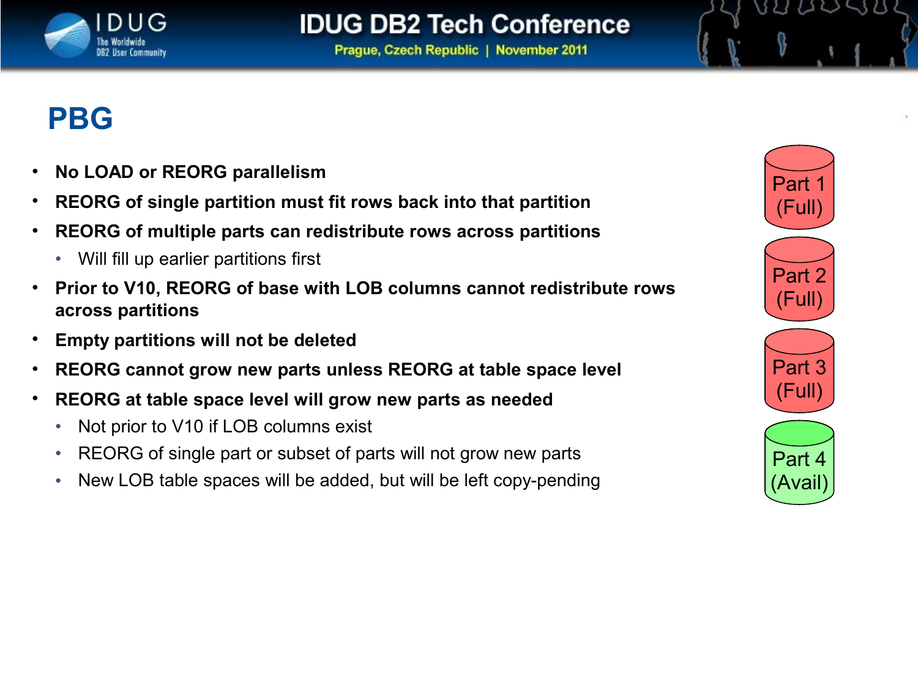# PBG

- **No LOAD or REORG parallelism**
- **REORG of single partition must fit rows back into that partition**
- **REORG of multiple parts can redistribute rows across partitions**
  - Will fill up earlier partitions first
- **Prior to V10, REORG of base with LOB columns cannot redistribute rows across partitions**
- **Empty partitions will not be deleted**
- **REORG cannot grow new parts unless REORG at table space level**
- **REORG at table space level will grow new parts as needed**
  - Not prior to V10 if LOB columns exist
  - REORG of single part or subset of parts will not grow new parts
  - New LOB table spaces will be added, but will be left copy-pending

Part 1 (Full)

Part 2 (Full)

Part 3 (Full)

Part 4 (Avail)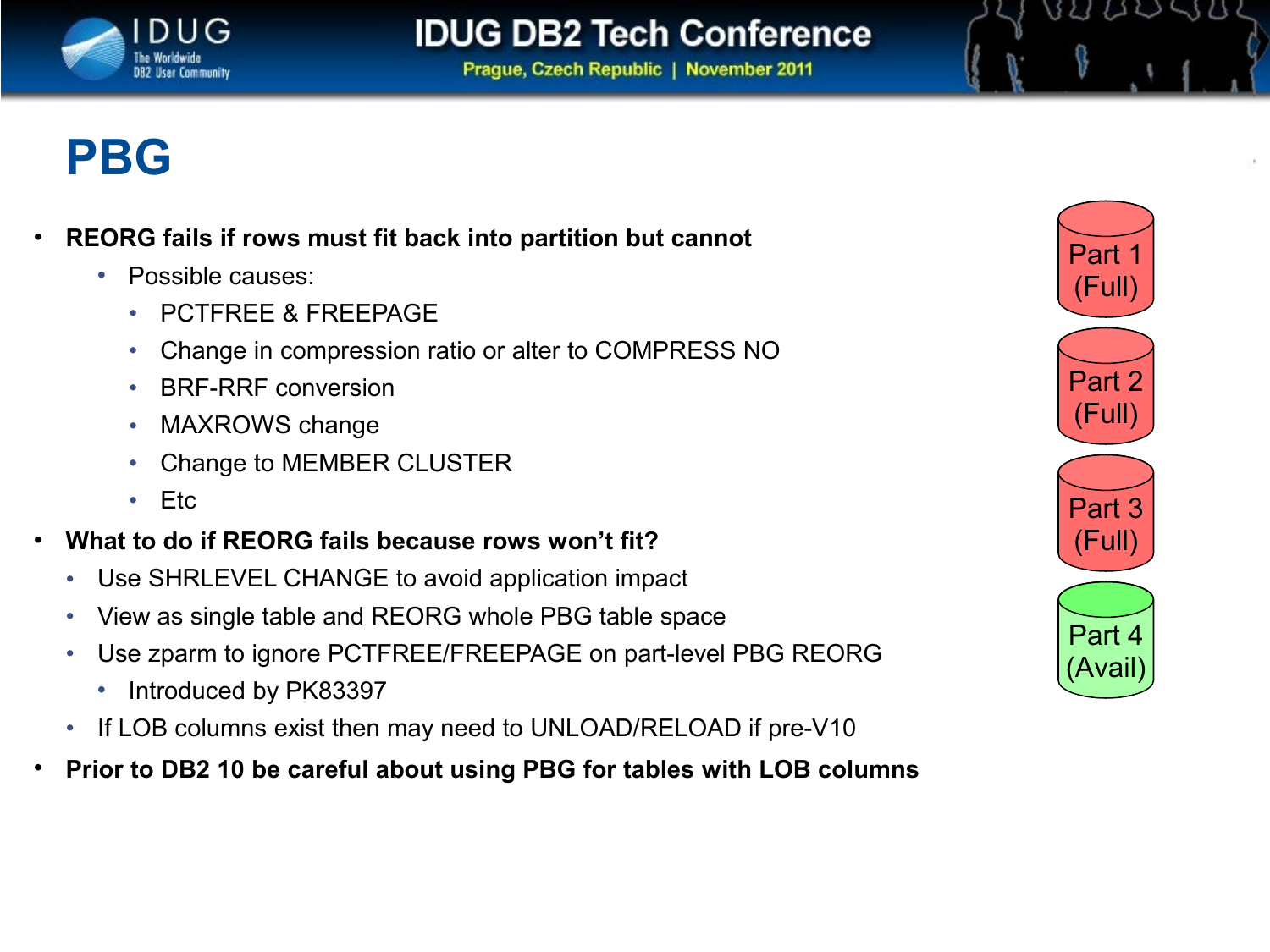# PBG

- **REORG fails if rows must fit back into partition but cannot**
  - Possible causes:
    - PCTFREE & FREEPAGE
    - Change in compression ratio or alter to COMPRESS NO
    - BRF-RRF conversion
    - MAXROWS change
    - Change to MEMBER CLUSTER
    - Etc
- **What to do if REORG fails because rows won't fit?**
  - Use SHRLEVEL CHANGE to avoid application impact
  - View as single table and REORG whole PBG table space
  - Use zparm to ignore PCTFREE/FREEPAGE on part-level PBG REORG
    - Introduced by PK83397
  - If LOB columns exist then may need to UNLOAD/RELOAD if pre-V10
- **Prior to DB2 10 be careful about using PBG for tables with LOB columns**

Part 1 (Full)

Part 2 (Full)

Part 3 (Full)

Part 4 (Avail)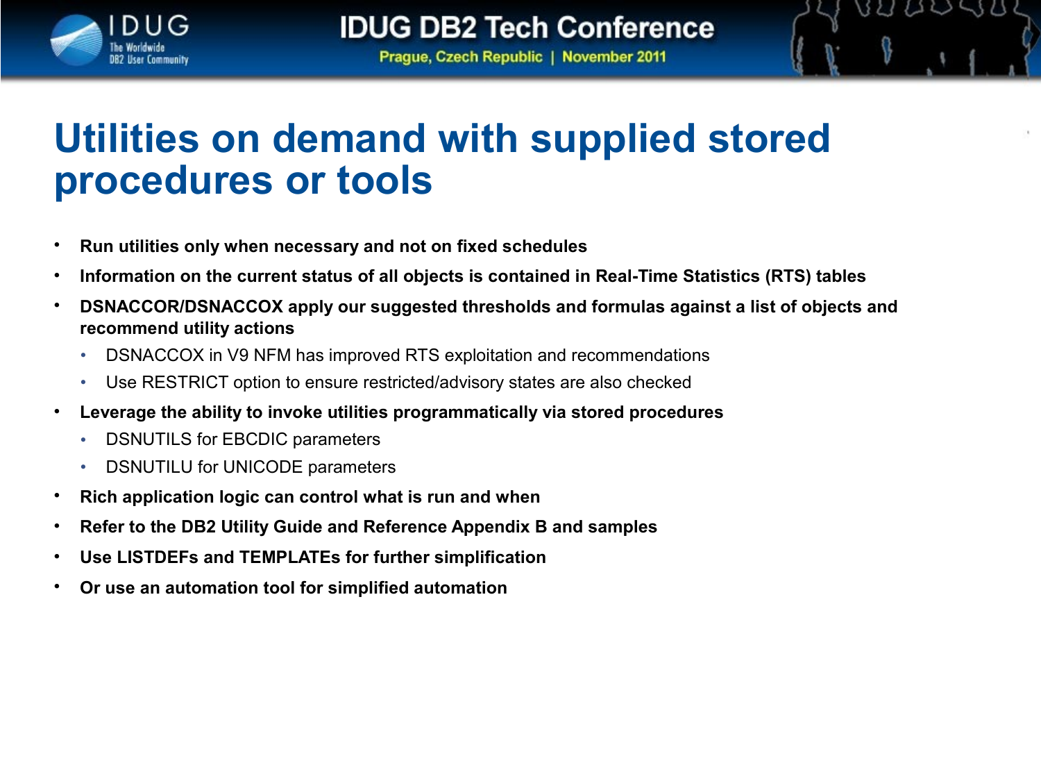# Utilities on demand with supplied stored procedures or tools

- **Run utilities only when necessary and not on fixed schedules**
- **Information on the current status of all objects is contained in Real-Time Statistics (RTS) tables**
- **DSNACCOR/DSNACCOX apply our suggested thresholds and formulas against a list of objects and recommend utility actions**
  - DSNACCOX in V9 NFM has improved RTS exploitation and recommendations
  - Use RESTRICT option to ensure restricted/advisory states are also checked
- **Leverage the ability to invoke utilities programmatically via stored procedures**
  - DSNUTILS for EBCDIC parameters
  - DSNUTILU for UNICODE parameters
- **Rich application logic can control what is run and when**
- **Refer to the DB2 Utility Guide and Reference Appendix B and samples**
- **Use LISTDEFs and TEMPLATEs for further simplification**
- **Or use an automation tool for simplified automation**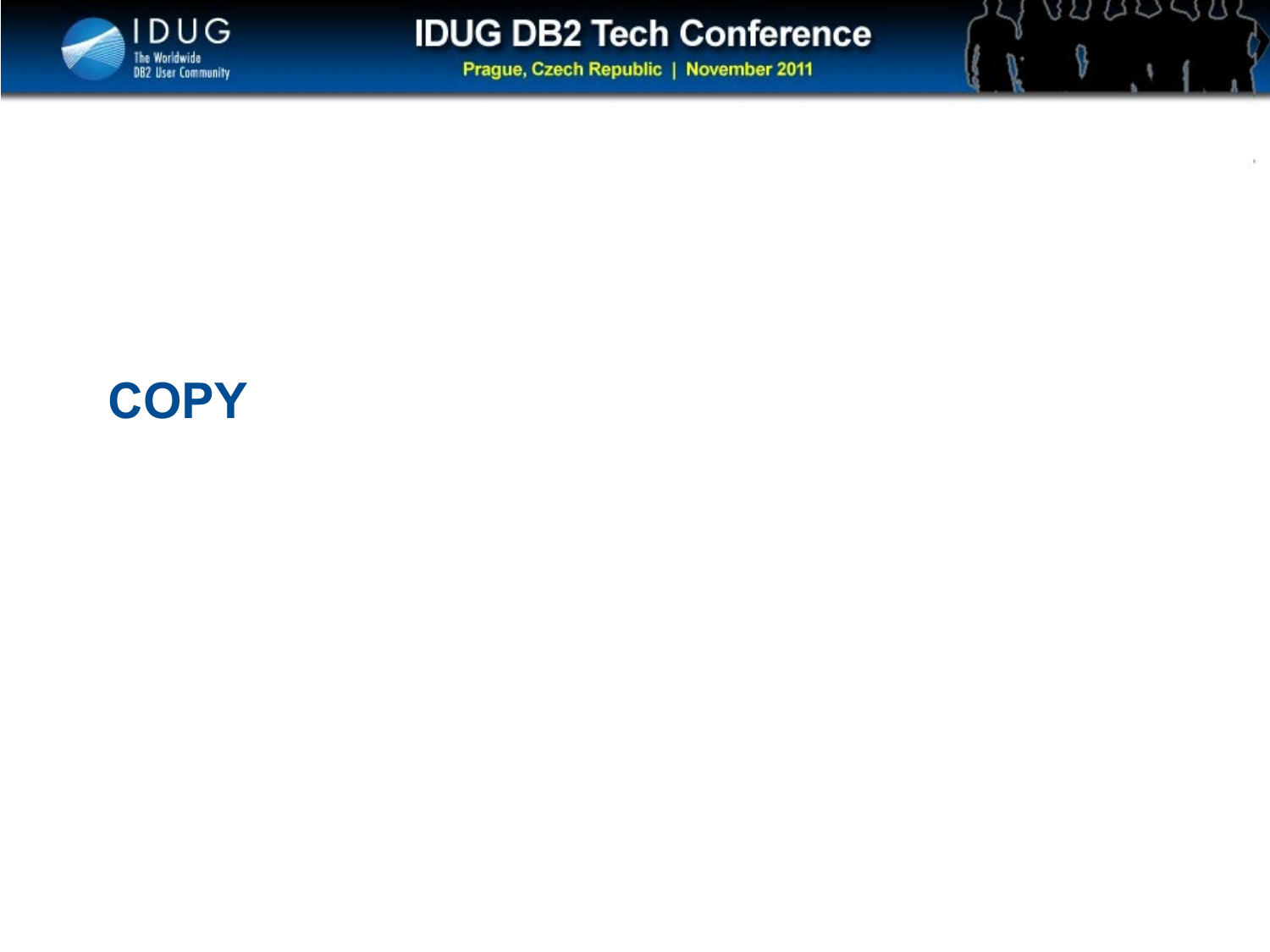# COPY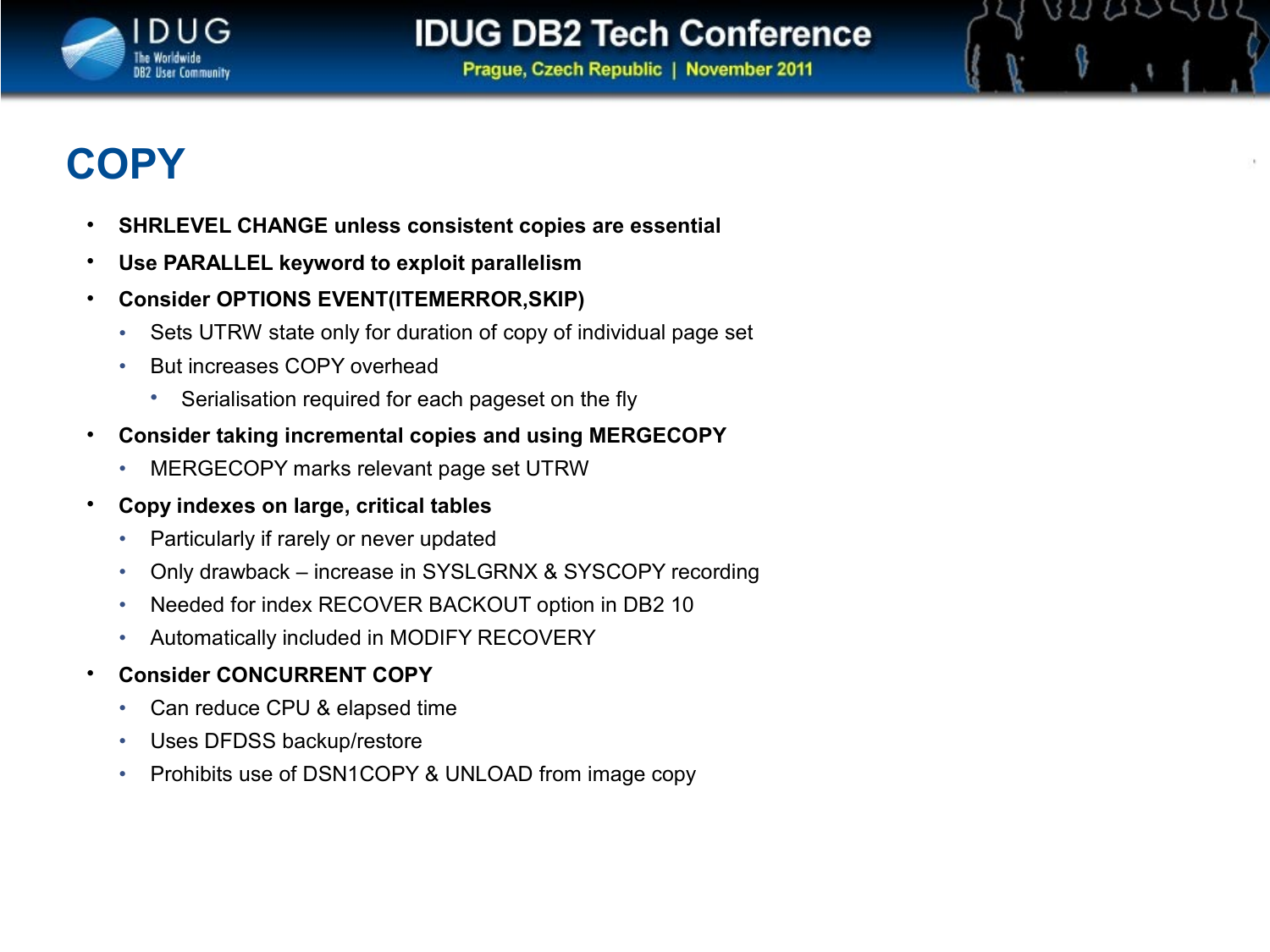# COPY

- **SHRLEVEL CHANGE unless consistent copies are essential**
- **Use PARALLEL keyword to exploit parallelism**
- **Consider OPTIONS EVENT(ITEMERROR,SKIP)**
  - Sets UTRW state only for duration of copy of individual page set
  - But increases COPY overhead
    - Serialisation required for each pageset on the fly
- **Consider taking incremental copies and using MERGECOPY**
  - MERGECOPY marks relevant page set UTRW
- **Copy indexes on large, critical tables**
  - Particularly if rarely or never updated
  - Only drawback – increase in SYSLGRNX & SYSCOPY recording
  - Needed for index RECOVER BACKOUT option in DB2 10
  - Automatically included in MODIFY RECOVERY
- **Consider CONCURRENT COPY**
  - Can reduce CPU & elapsed time
  - Uses DFDSS backup/restore
  - Prohibits use of DSN1COPY & UNLOAD from image copy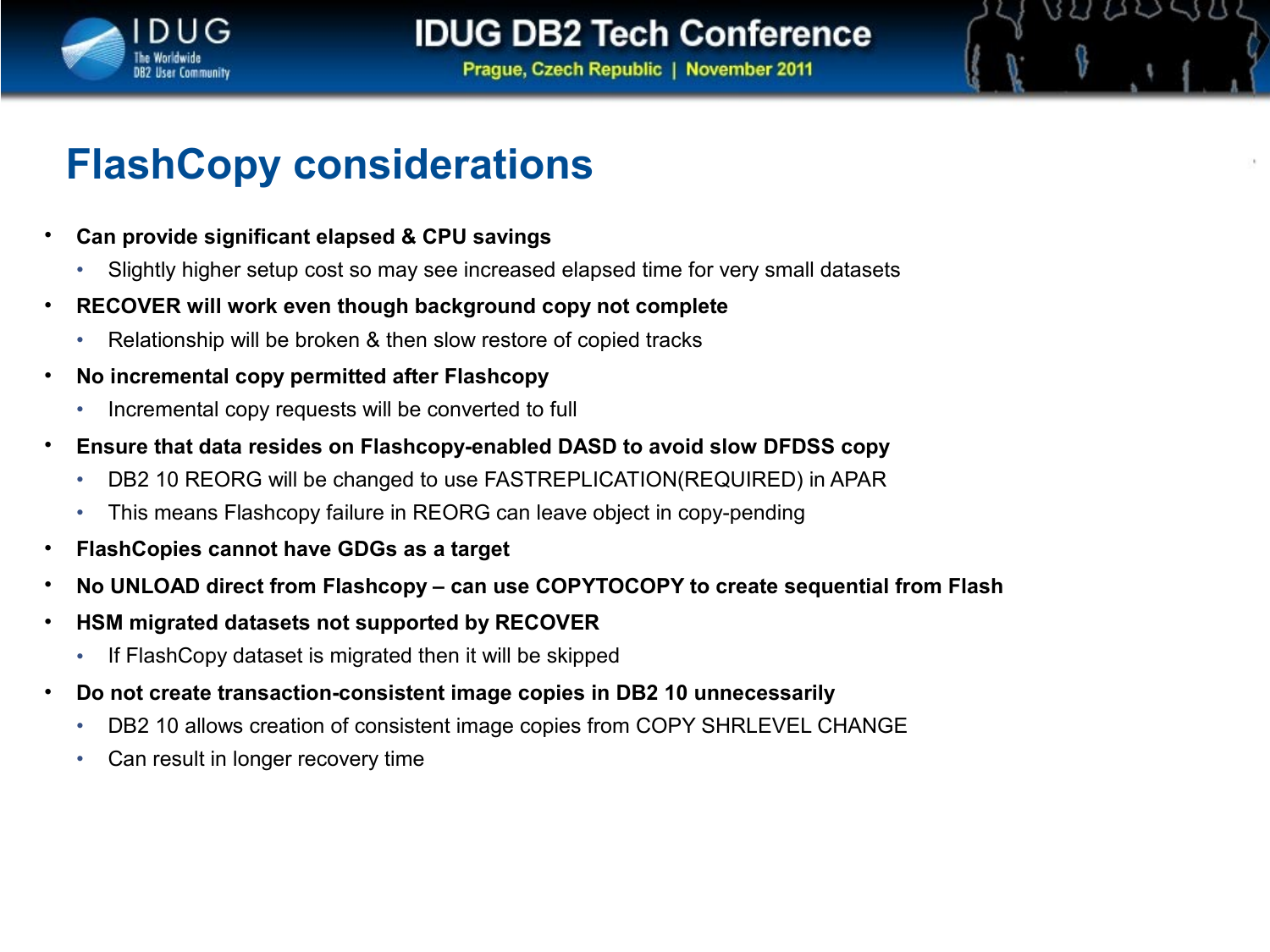# FlashCopy considerations

- **Can provide significant elapsed & CPU savings**
  - Slightly higher setup cost so may see increased elapsed time for very small datasets
- **RECOVER will work even though background copy not complete**
  - Relationship will be broken & then slow restore of copied tracks
- **No incremental copy permitted after Flashcopy**
  - Incremental copy requests will be converted to full
- **Ensure that data resides on Flashcopy-enabled DASD to avoid slow DFDSS copy**
  - DB2 10 REORG will be changed to use FASTREPLICATION(REQUIRED) in APAR
  - This means Flashcopy failure in REORG can leave object in copy-pending
- **FlashCopies cannot have GDGs as a target**
- **No UNLOAD direct from Flashcopy – can use COPYTOCOPY to create sequential from Flash**
- **HSM migrated datasets not supported by RECOVER**
  - If FlashCopy dataset is migrated then it will be skipped
- **Do not create transaction-consistent image copies in DB2 10 unnecessarily**
  - DB2 10 allows creation of consistent image copies from COPY SHRLEVEL CHANGE
  - Can result in longer recovery time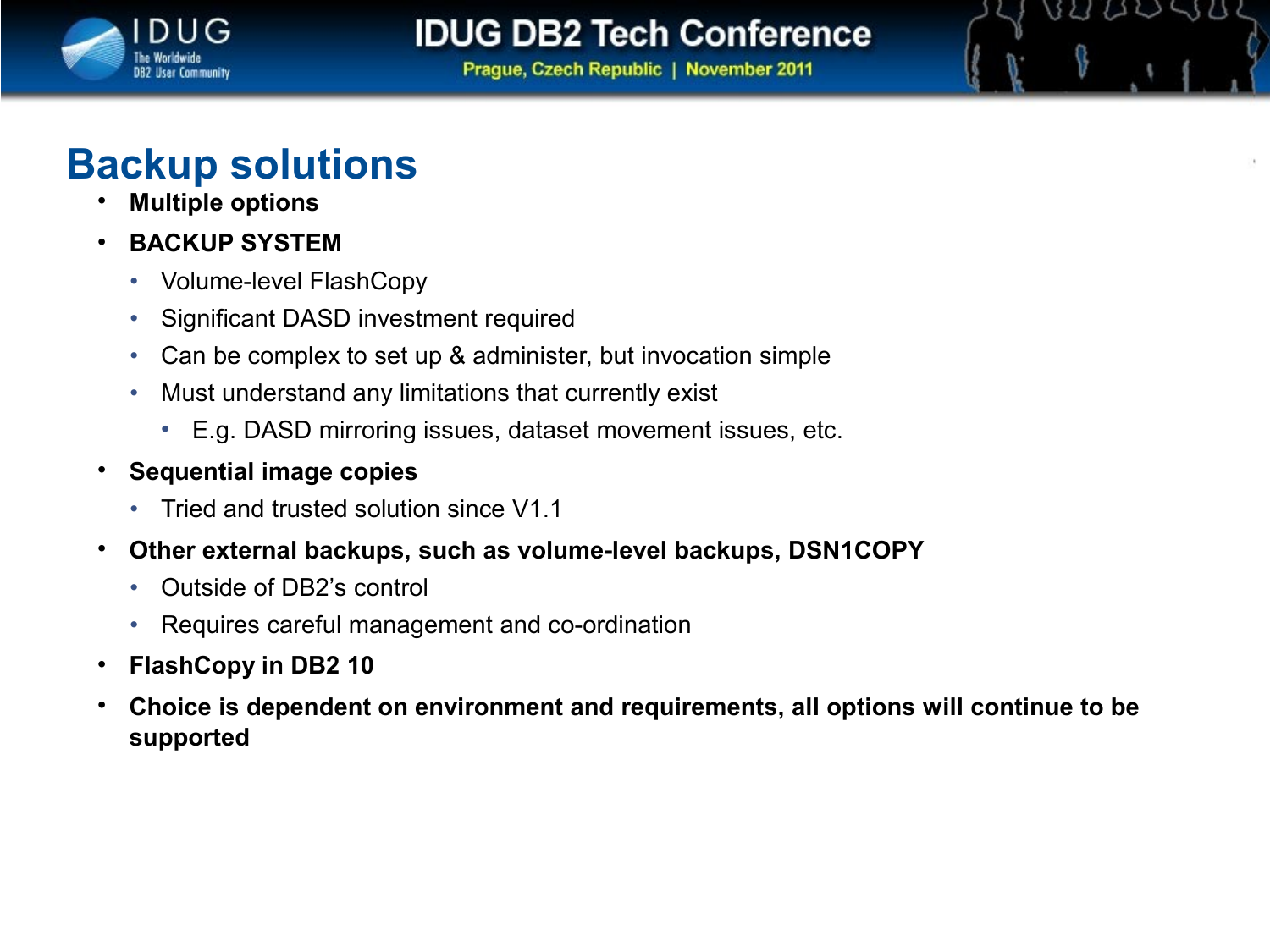# Backup solutions

- **Multiple options**
- **BACKUP SYSTEM**
  - Volume-level FlashCopy
  - Significant DASD investment required
  - Can be complex to set up & administer, but invocation simple
  - Must understand any limitations that currently exist
    - E.g. DASD mirroring issues, dataset movement issues, etc.
- **Sequential image copies**
  - Tried and trusted solution since V1.1
- **Other external backups, such as volume-level backups, DSN1COPY**
  - Outside of DB2's control
  - Requires careful management and co-ordination
- **FlashCopy in DB2 10**
- **Choice is dependent on environment and requirements, all options will continue to be supported**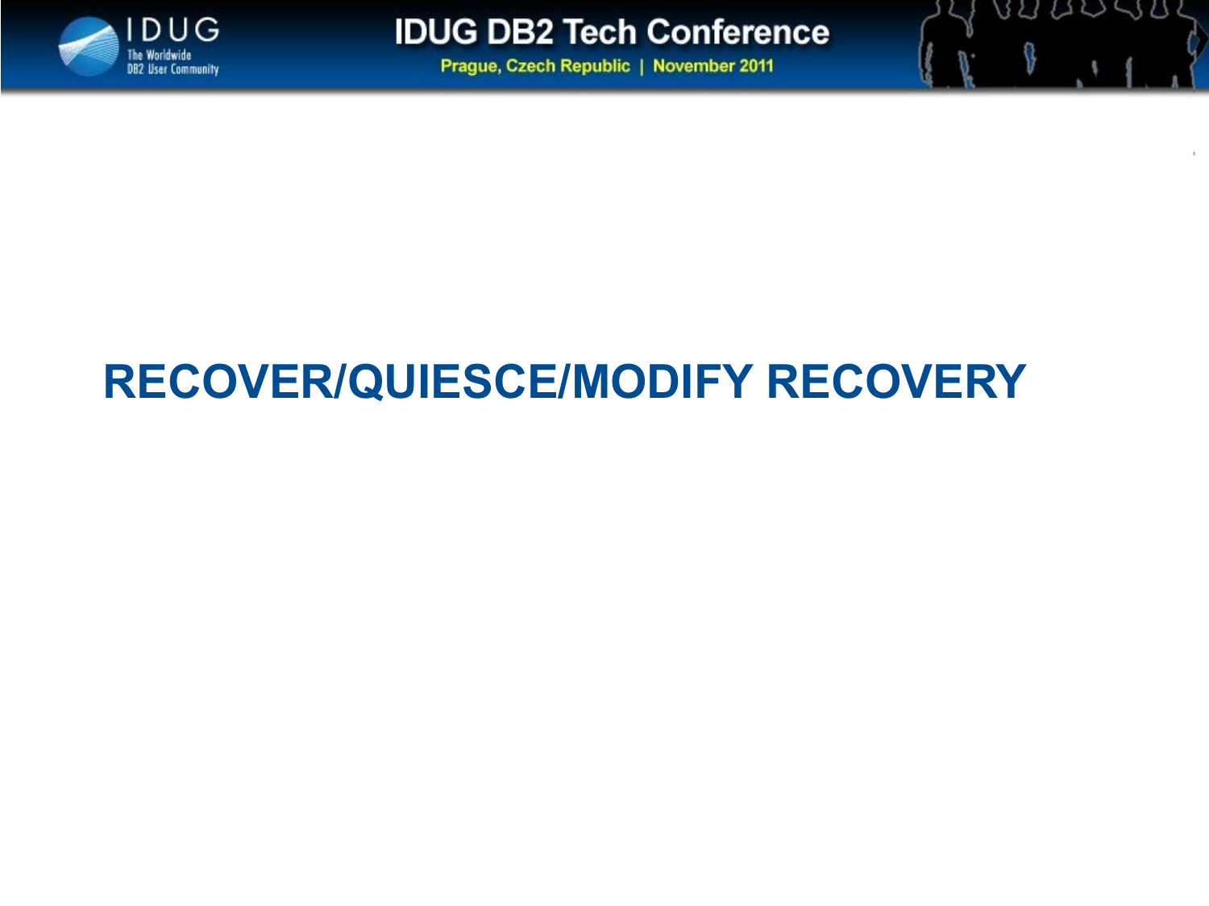# RECOVER/QUIESCE/MODIFY RECOVERY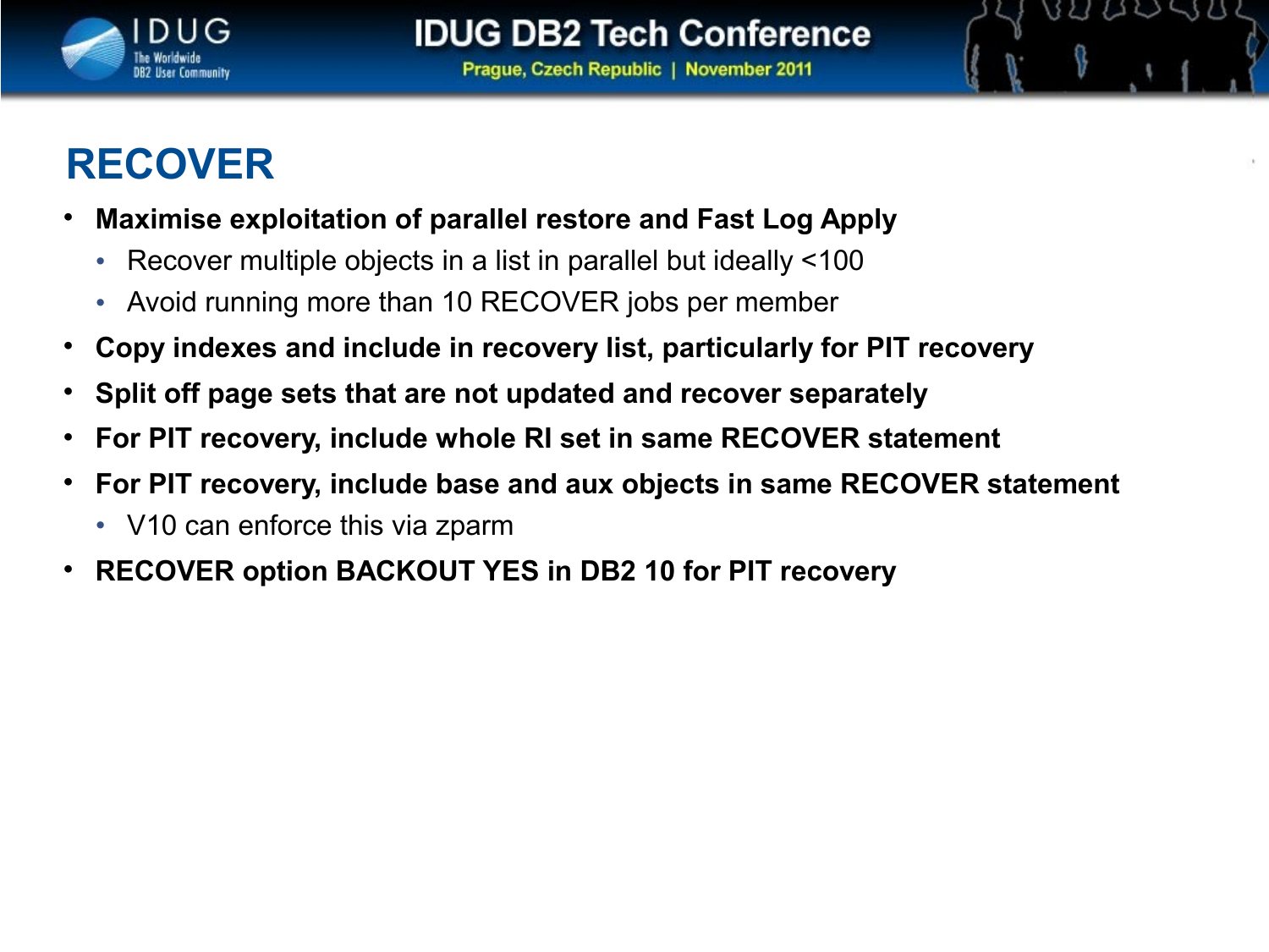# RECOVER

- **Maximise exploitation of parallel restore and Fast Log Apply**
  - Recover multiple objects in a list in parallel but ideally <100
  - Avoid running more than 10 RECOVER jobs per member
- **Copy indexes and include in recovery list, particularly for PIT recovery**
- **Split off page sets that are not updated and recover separately**
- **For PIT recovery, include whole RI set in same RECOVER statement**
- **For PIT recovery, include base and aux objects in same RECOVER statement**
  - V10 can enforce this via zparm
- **RECOVER option BACKOUT YES in DB2 10 for PIT recovery**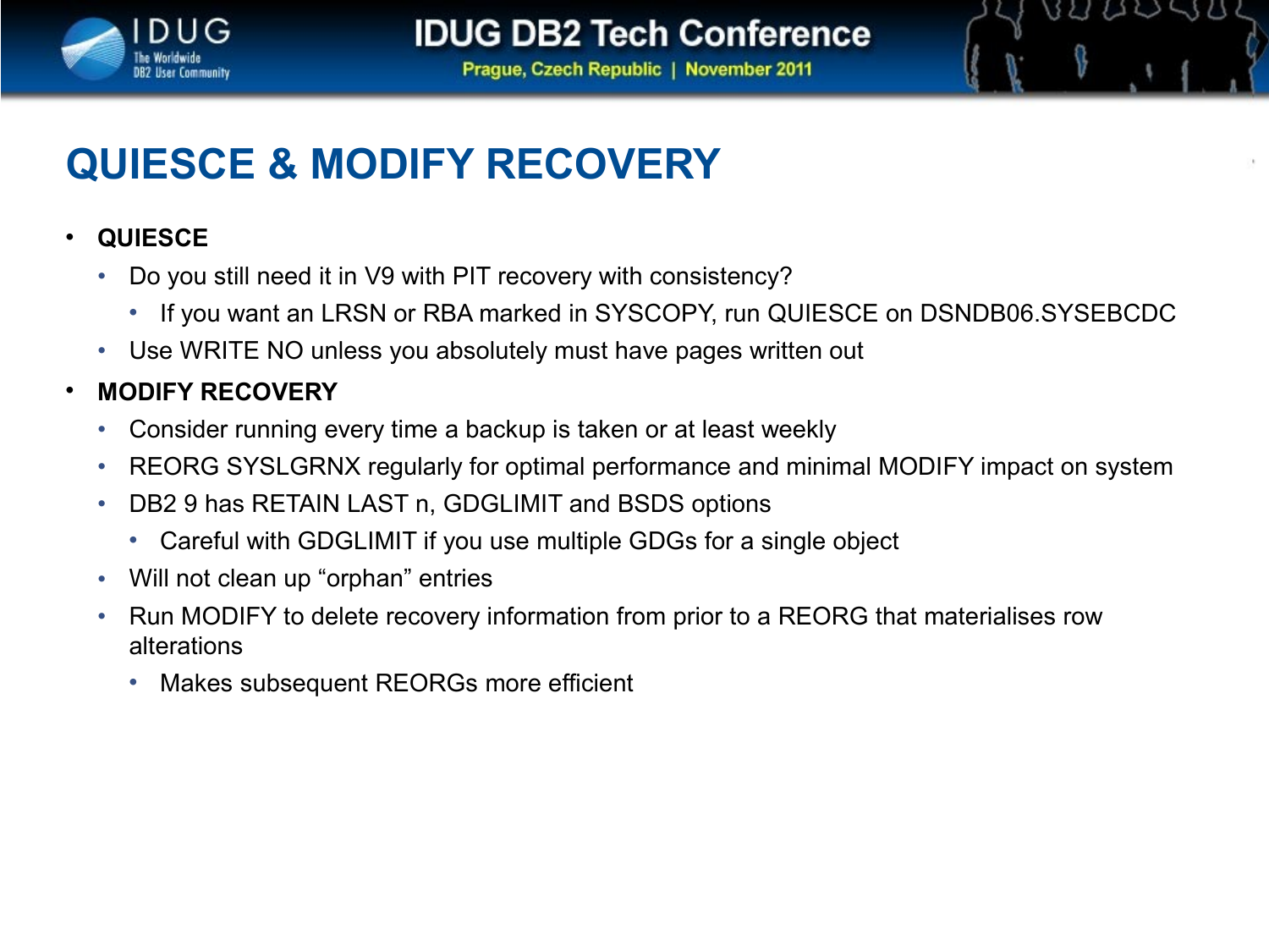# QUIESCE & MODIFY RECOVERY

- **QUIESCE**
  - Do you still need it in V9 with PIT recovery with consistency?
    - If you want an LRSN or RBA marked in SYSCOPY, run QUIESCE on DSNDB06.SYSEBCDC
  - Use WRITE NO unless you absolutely must have pages written out
- **MODIFY RECOVERY**
  - Consider running every time a backup is taken or at least weekly
  - REORG SYSLGRNX regularly for optimal performance and minimal MODIFY impact on system
  - DB2 9 has RETAIN LAST n, GDGLIMIT and BSDS options
    - Careful with GDGLIMIT if you use multiple GDGs for a single object
  - Will not clean up “orphan” entries
  - Run MODIFY to delete recovery information from prior to a REORG that materialises row alterations
    - Makes subsequent REORGs more efficient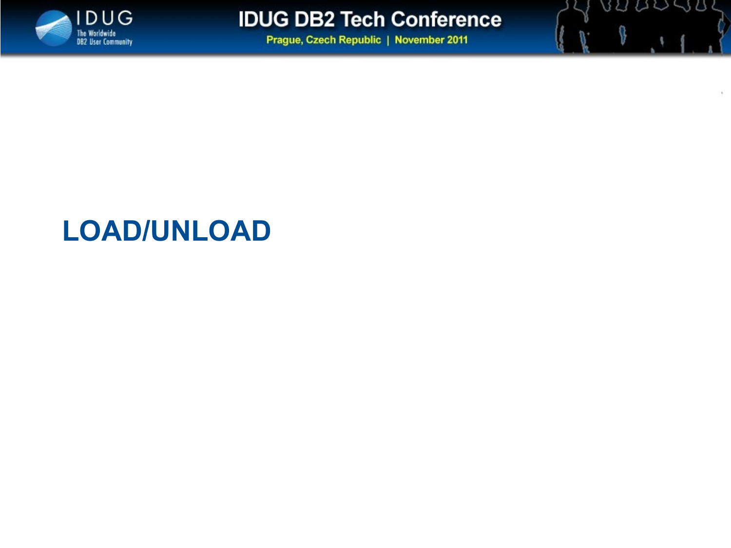# LOAD/UNLOAD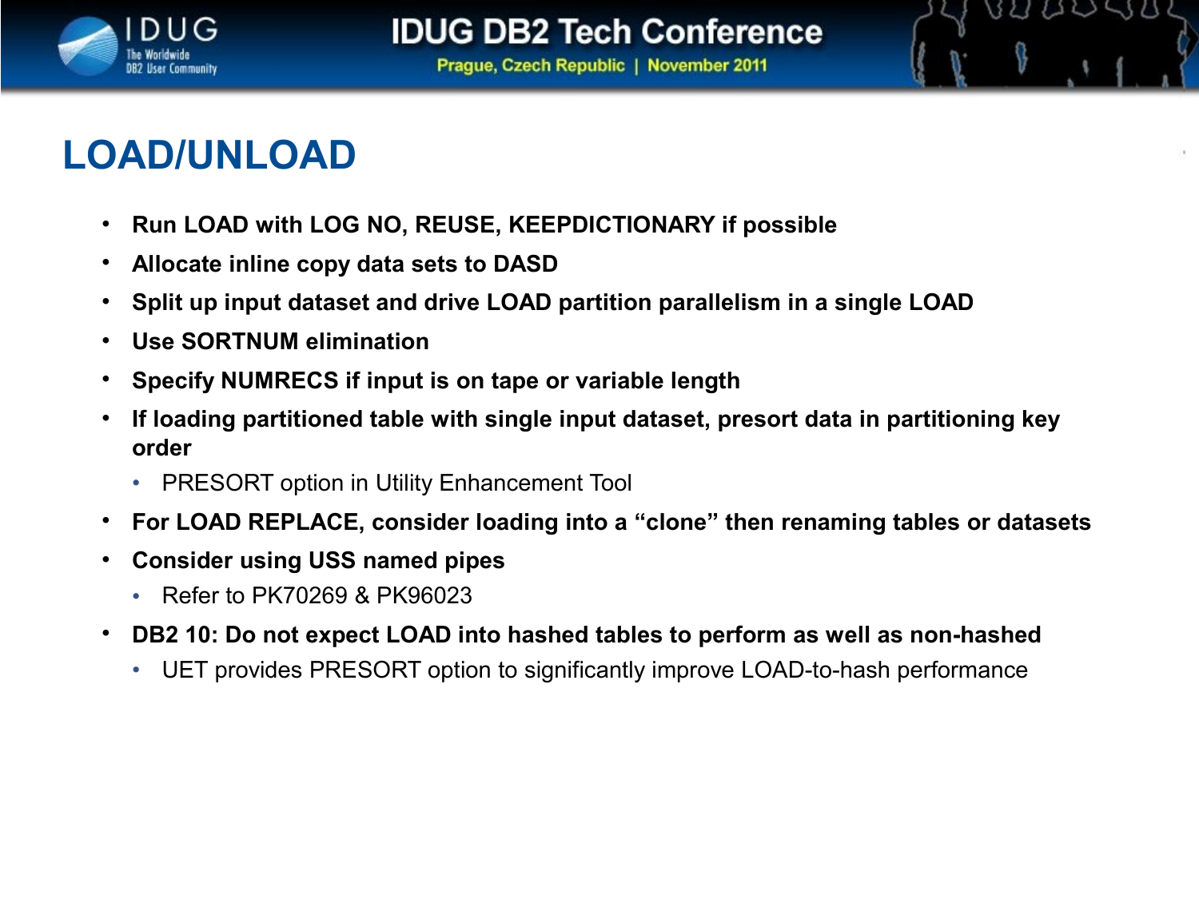# LOAD/UNLOAD

- **Run LOAD with LOG NO, REUSE, KEEPDICTIONARY if possible**
- **Allocate inline copy data sets to DASD**
- **Split up input dataset and drive LOAD partition parallelism in a single LOAD**
- **Use SORTNUM elimination**
- **Specify NUMRECS if input is on tape or variable length**
- **If loading partitioned table with single input dataset, presort data in partitioning key order**
  - PRESORT option in Utility Enhancement Tool
- **For LOAD REPLACE, consider loading into a "clone" then renaming tables or datasets**
- **Consider using USS named pipes**
  - Refer to PK70269 & PK96023
- **DB2 10: Do not expect LOAD into hashed tables to perform as well as non-hashed**
  - UET provides PRESORT option to significantly improve LOAD-to-hash performance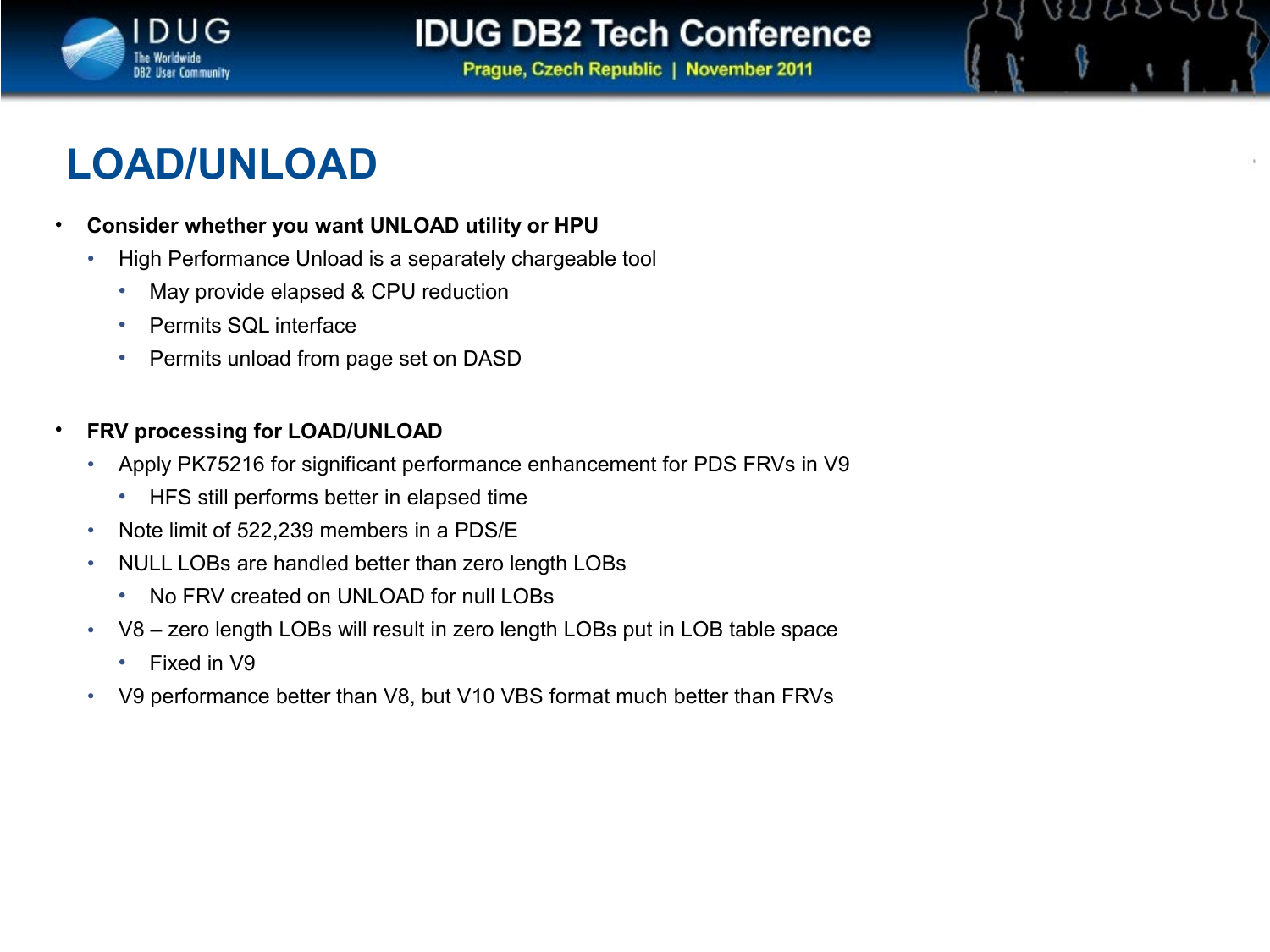# LOAD/UNLOAD

- **Consider whether you want UNLOAD utility or HPU**
  - High Performance Unload is a separately chargeable tool
    - May provide elapsed & CPU reduction
    - Permits SQL interface
    - Permits unload from page set on DASD

- **FRV processing for LOAD/UNLOAD**
  - Apply PK75216 for significant performance enhancement for PDS FRVs in V9
    - HFS still performs better in elapsed time
  - Note limit of 522,239 members in a PDS/E
  - NULL LOBs are handled better than zero length LOBs
    - No FRV created on UNLOAD for null LOBs
  - V8 – zero length LOBs will result in zero length LOBs put in LOB table space
    - Fixed in V9
  - V9 performance better than V8, but V10 VBS format much better than FRVs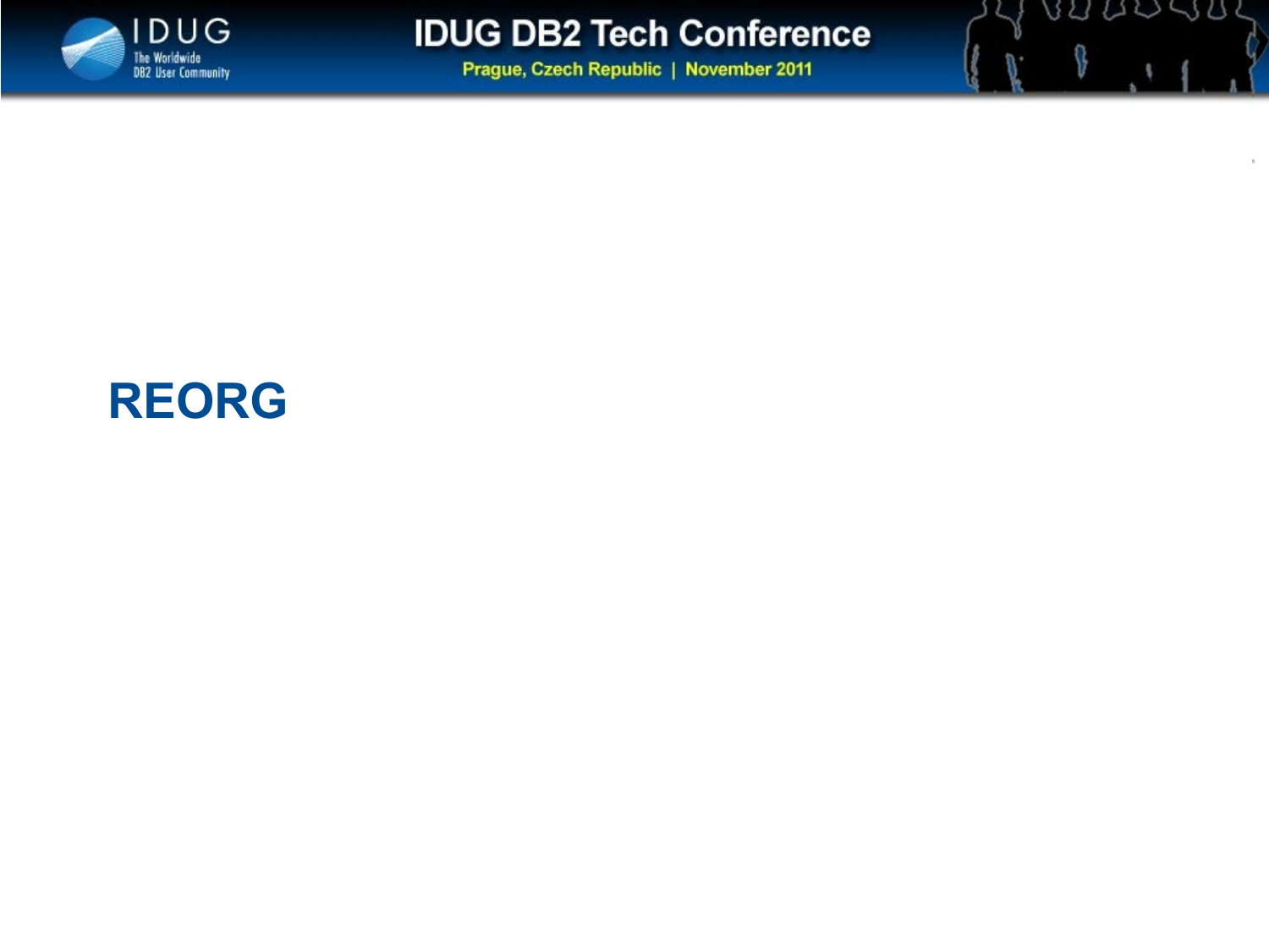# REORG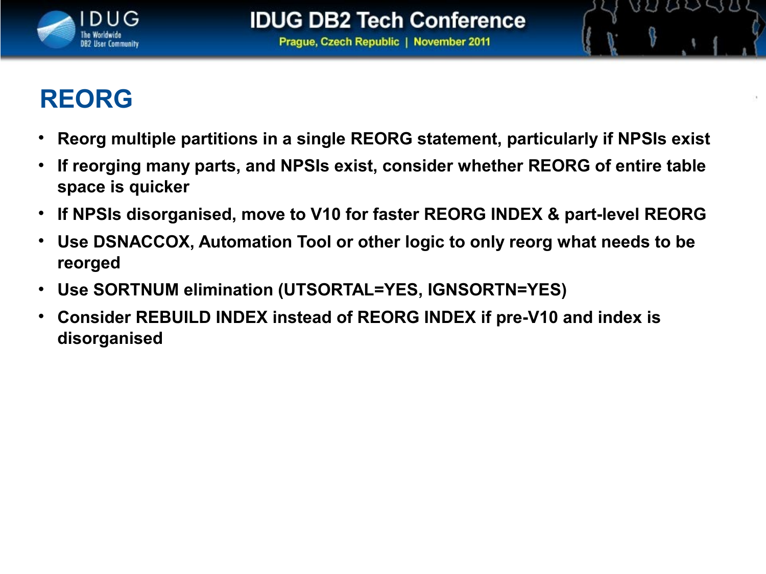# REORG

- **Reorg multiple partitions in a single REORG statement, particularly if NPSIs exist**
- **If reorging many parts, and NPSIs exist, consider whether REORG of entire table space is quicker**
- **If NPSIs disorganised, move to V10 for faster REORG INDEX & part-level REORG**
- **Use DSNACCOX, Automation Tool or other logic to only reorg what needs to be reorged**
- **Use SORTNUM elimination (UTSORTAL=YES, IGNSORTN=YES)**
- **Consider REBUILD INDEX instead of REORG INDEX if pre-V10 and index is disorganised**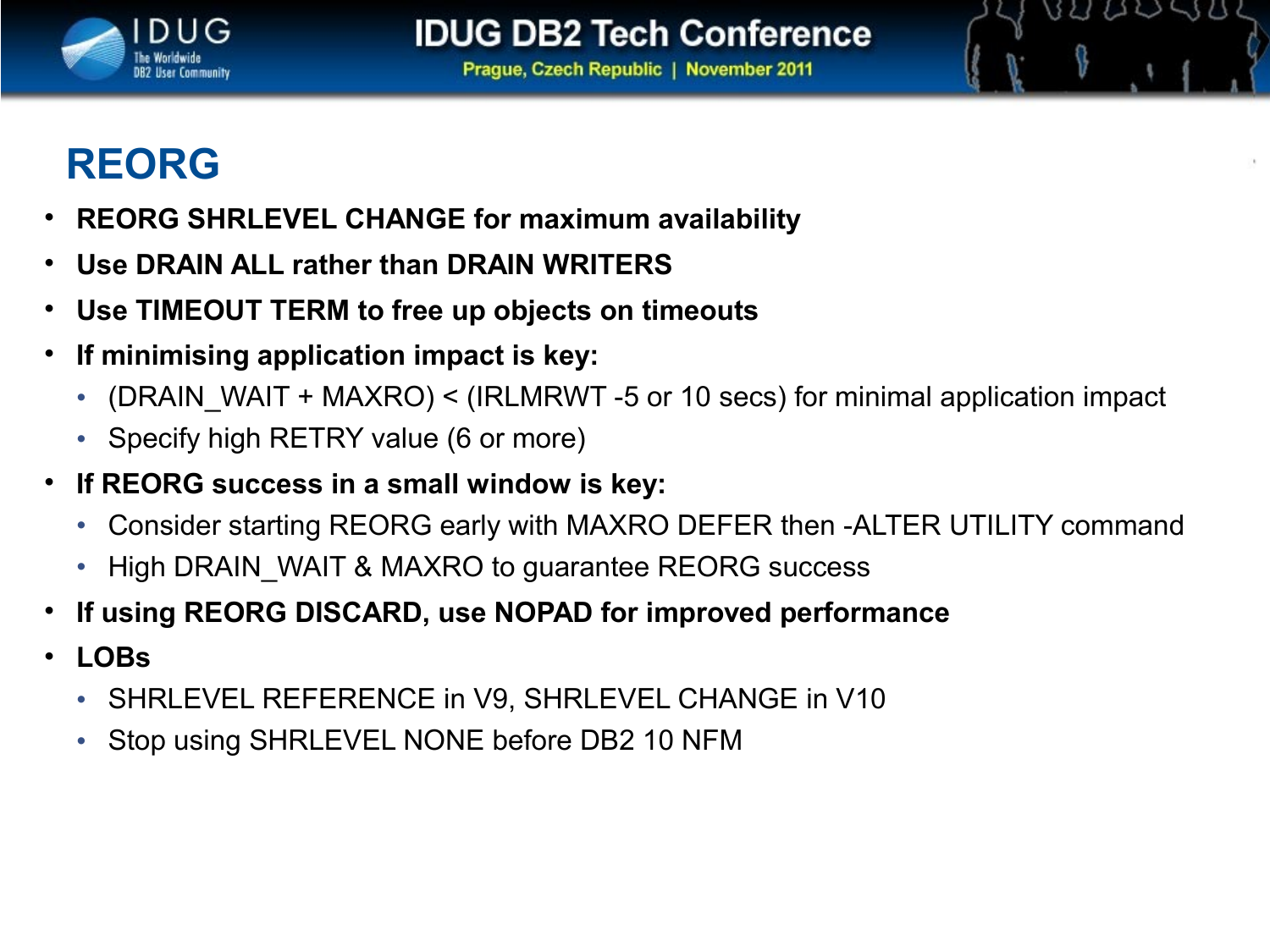# REORG

- **REORG SHRLEVEL CHANGE for maximum availability**
- **Use DRAIN ALL rather than DRAIN WRITERS**
- **Use TIMEOUT TERM to free up objects on timeouts**
- **If minimising application impact is key:**
  - (DRAIN_WAIT + MAXRO) < (IRLMRWT -5 or 10 secs) for minimal application impact
  - Specify high RETRY value (6 or more)
- **If REORG success in a small window is key:**
  - Consider starting REORG early with MAXRO DEFER then -ALTER UTILITY command
  - High DRAIN_WAIT & MAXRO to guarantee REORG success
- **If using REORG DISCARD, use NOPAD for improved performance**
- **LOBs**
  - SHRLEVEL REFERENCE in V9, SHRLEVEL CHANGE in V10
  - Stop using SHRLEVEL NONE before DB2 10 NFM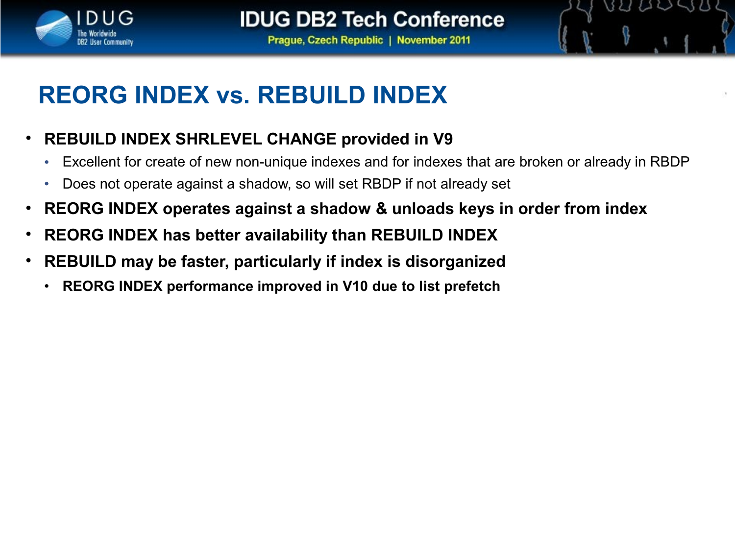# REORG INDEX vs. REBUILD INDEX

- **REBUILD INDEX SHRLEVEL CHANGE provided in V9**
  - Excellent for create of new non-unique indexes and for indexes that are broken or already in RBDP
  - Does not operate against a shadow, so will set RBDP if not already set
- **REORG INDEX operates against a shadow & unloads keys in order from index**
- **REORG INDEX has better availability than REBUILD INDEX**
- **REBUILD may be faster, particularly if index is disorganized**
  - **REORG INDEX performance improved in V10 due to list prefetch**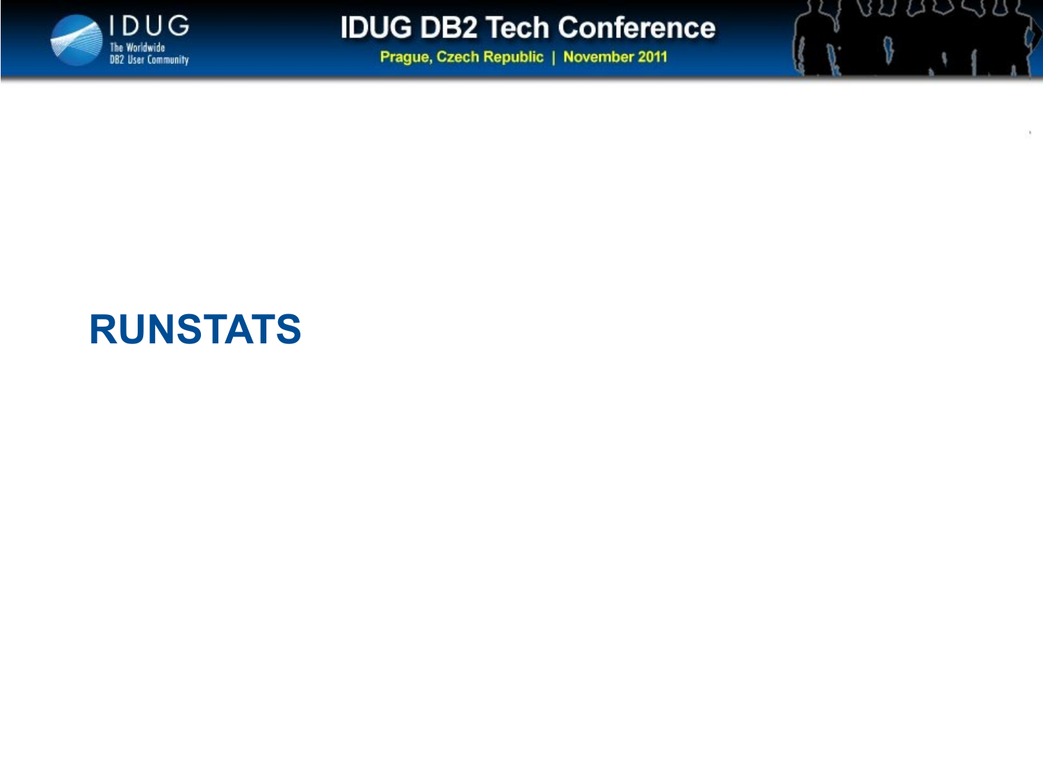# RUNSTATS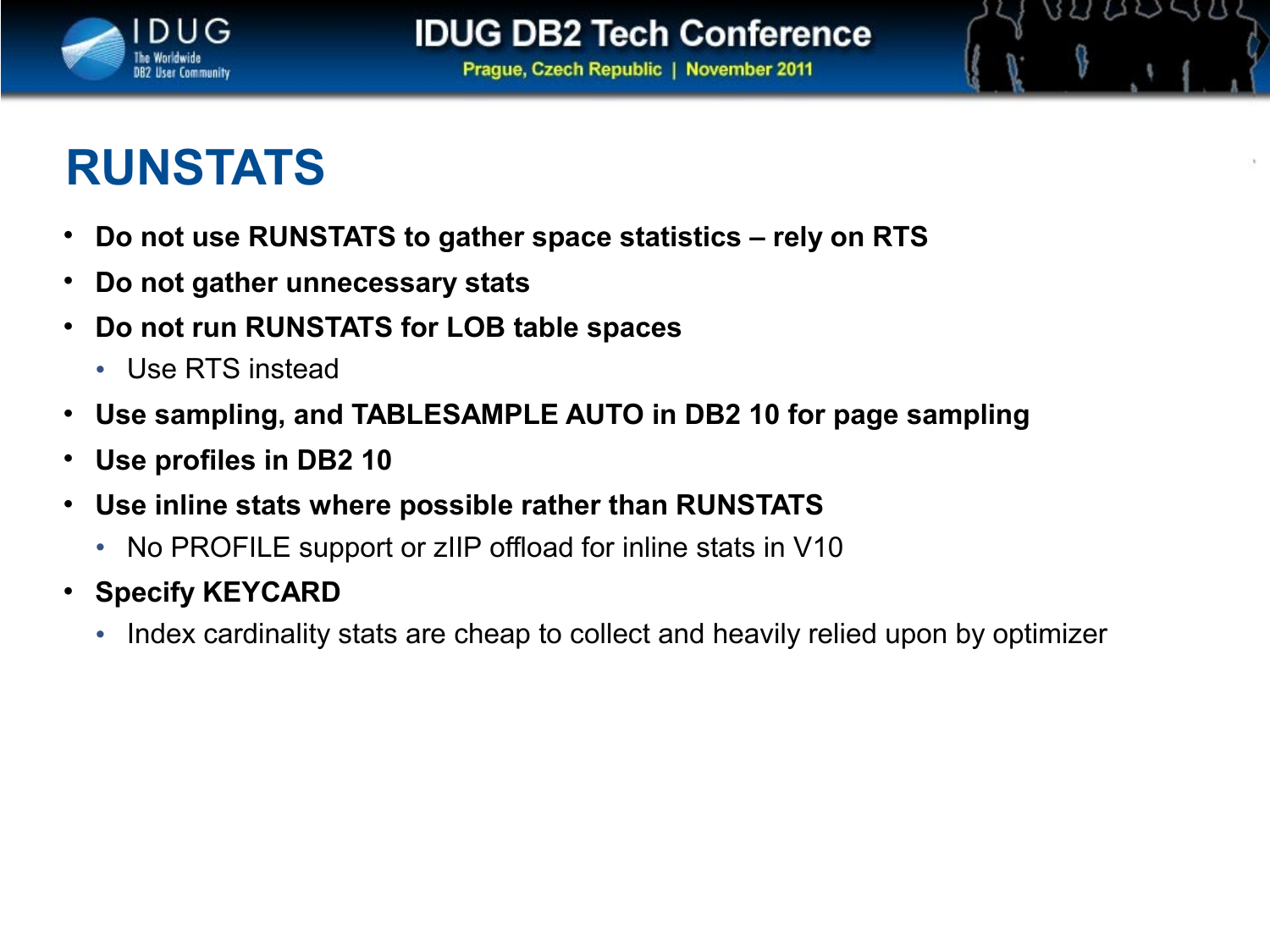# RUNSTATS

- **Do not use RUNSTATS to gather space statistics – rely on RTS**
- **Do not gather unnecessary stats**
- **Do not run RUNSTATS for LOB table spaces**
  - Use RTS instead
- **Use sampling, and TABLESAMPLE AUTO in DB2 10 for page sampling**
- **Use profiles in DB2 10**
- **Use inline stats where possible rather than RUNSTATS**
  - No PROFILE support or zIIP offload for inline stats in V10
- **Specify KEYCARD**
  - Index cardinality stats are cheap to collect and heavily relied upon by optimizer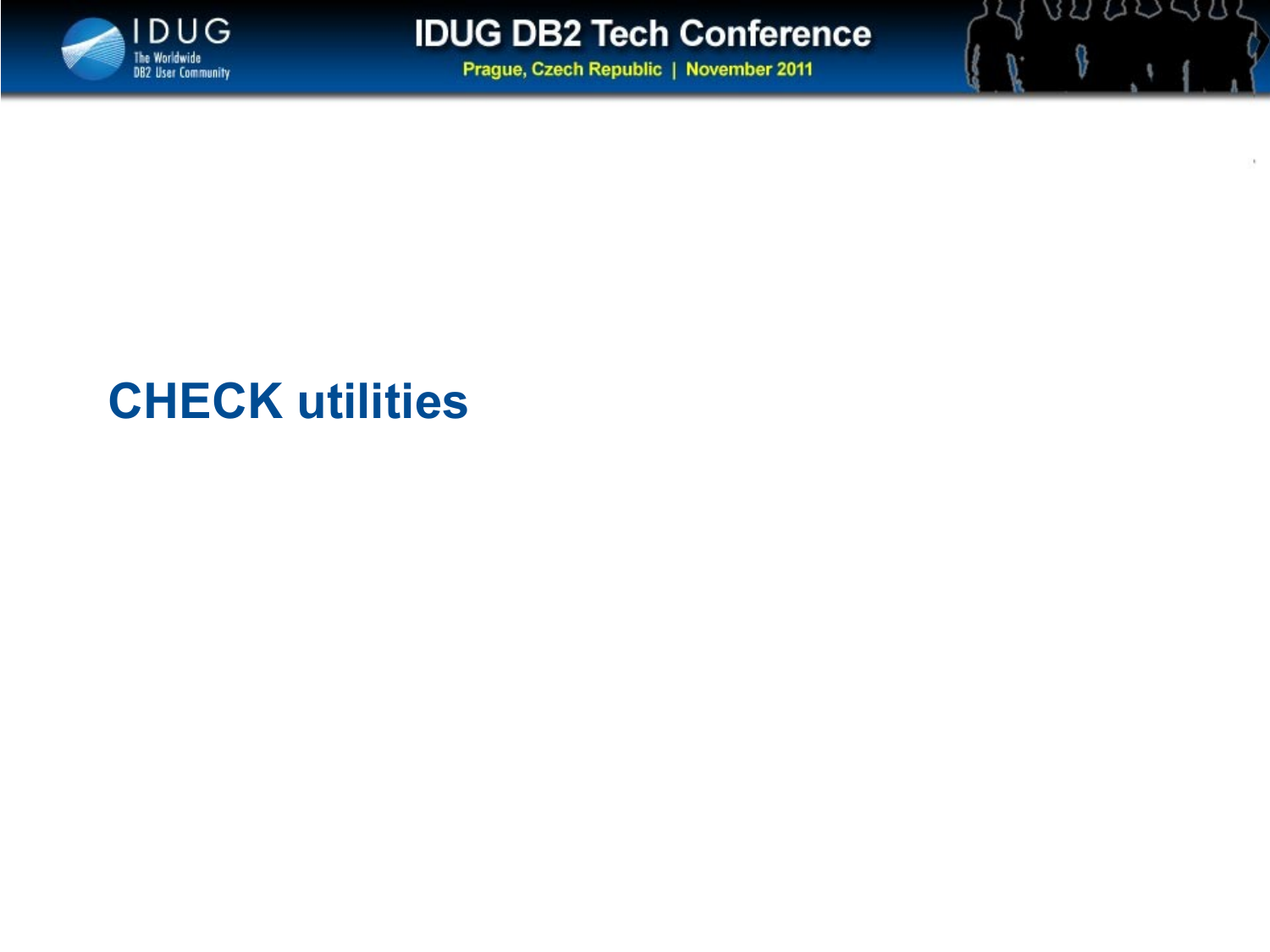# CHECK utilities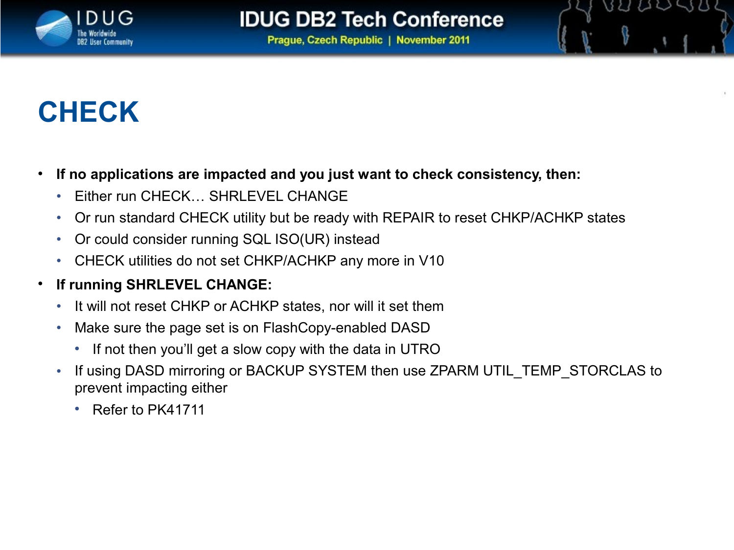# CHECK

- **If no applications are impacted and you just want to check consistency, then:**
  - Either run CHECK… SHRLEVEL CHANGE
  - Or run standard CHECK utility but be ready with REPAIR to reset CHKP/ACHKP states
  - Or could consider running SQL ISO(UR) instead
  - CHECK utilities do not set CHKP/ACHKP any more in V10
- **If running SHRLEVEL CHANGE:**
  - It will not reset CHKP or ACHKP states, nor will it set them
  - Make sure the page set is on FlashCopy-enabled DASD
    - If not then you'll get a slow copy with the data in UTRO
  - If using DASD mirroring or BACKUP SYSTEM then use ZPARM UTIL_TEMP_STORCLAS to prevent impacting either
    - Refer to PK41711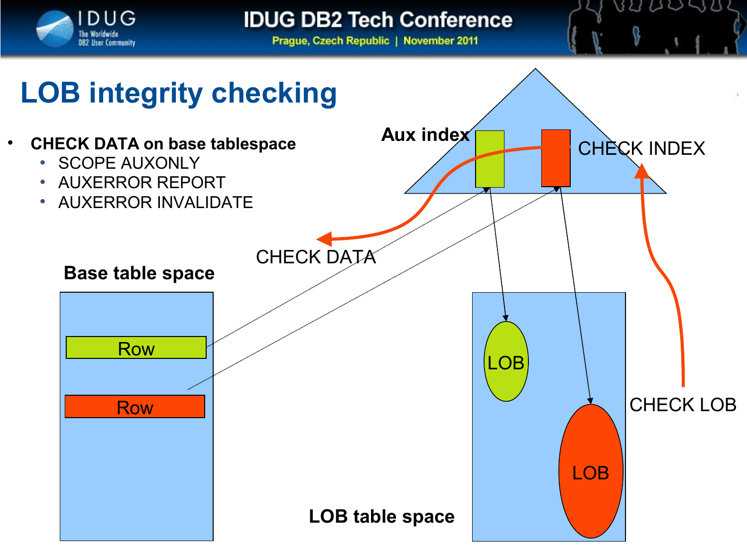# LOB integrity checking

- **CHECK DATA on base tablespace**
  - SCOPE AUXONLY
  - AUXERROR REPORT
  - AUXERROR INVALIDATE

**Aux index**

CHECK INDEX

CHECK DATA

**Base table space**

Row

Row

LOB

LOB

CHECK LOB

**LOB table space**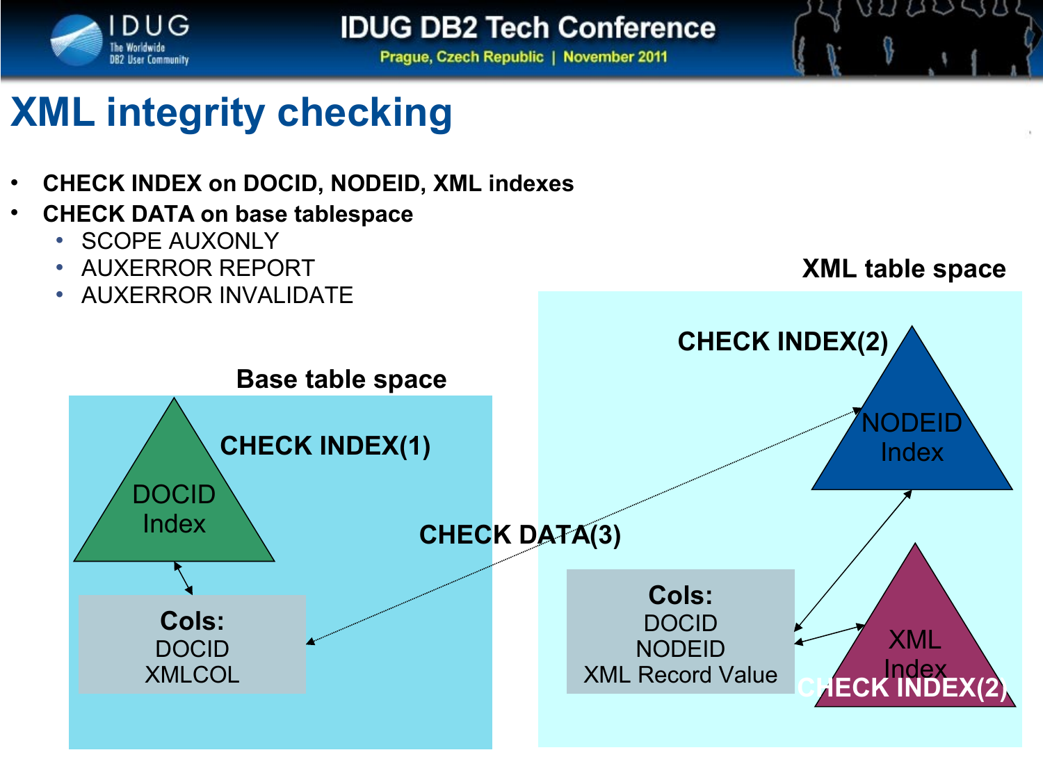# XML integrity checking

- **CHECK INDEX on DOCID, NODEID, XML indexes**
- **CHECK DATA on base tablespace**
  - SCOPE AUXONLY
  - AUXERROR REPORT
  - AUXERROR INVALIDATE

**Base table space**

**CHECK INDEX(1)**

DOCID Index

**Cols:**
DOCID
XMLCOL

**CHECK DATA(3)**

**XML table space**

**CHECK INDEX(2)**

NODEID Index

**Cols:**
DOCID
NODEID
XML Record Value

XML Index

**CHECK INDEX(2)**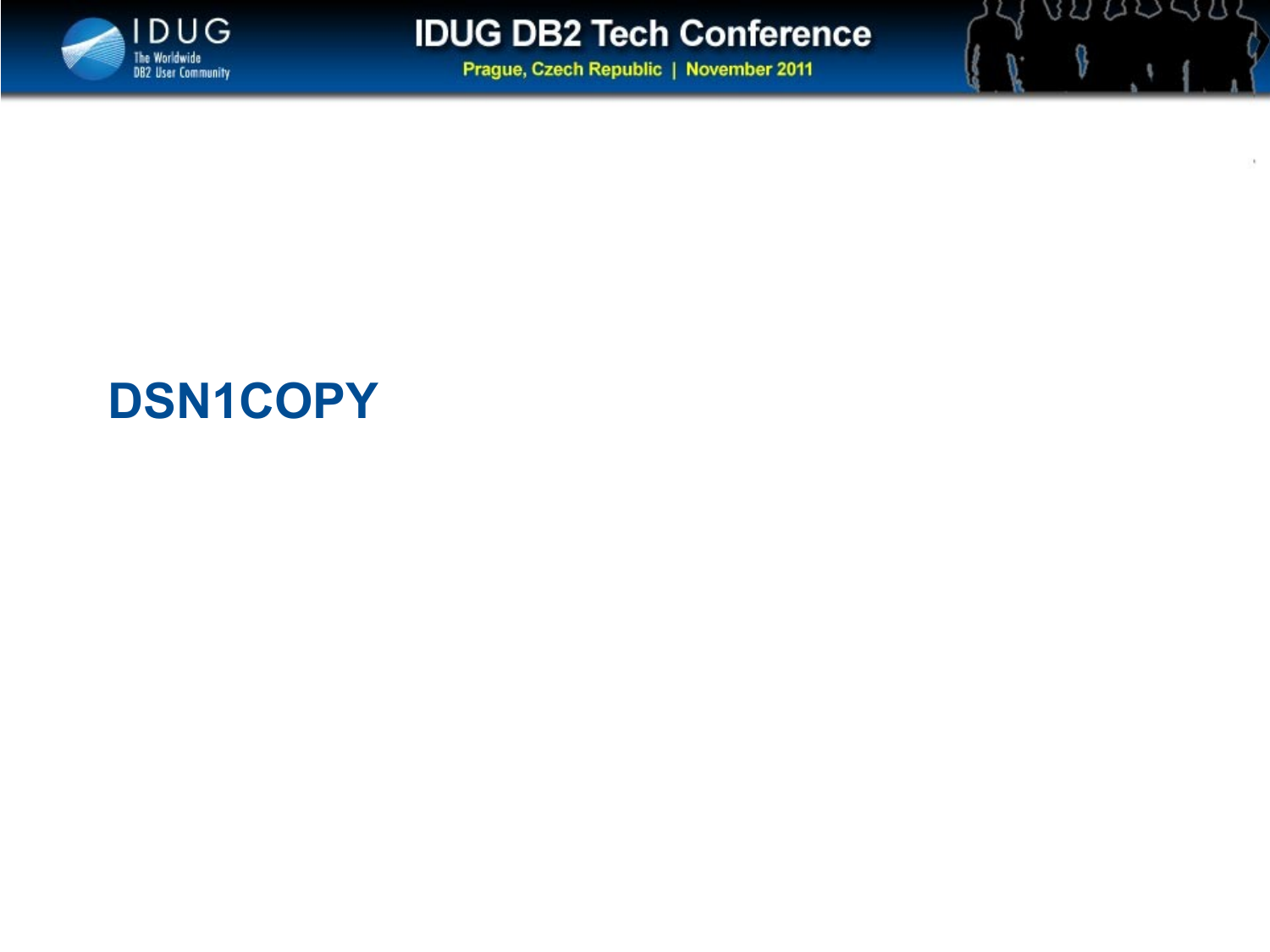# DSN1COPY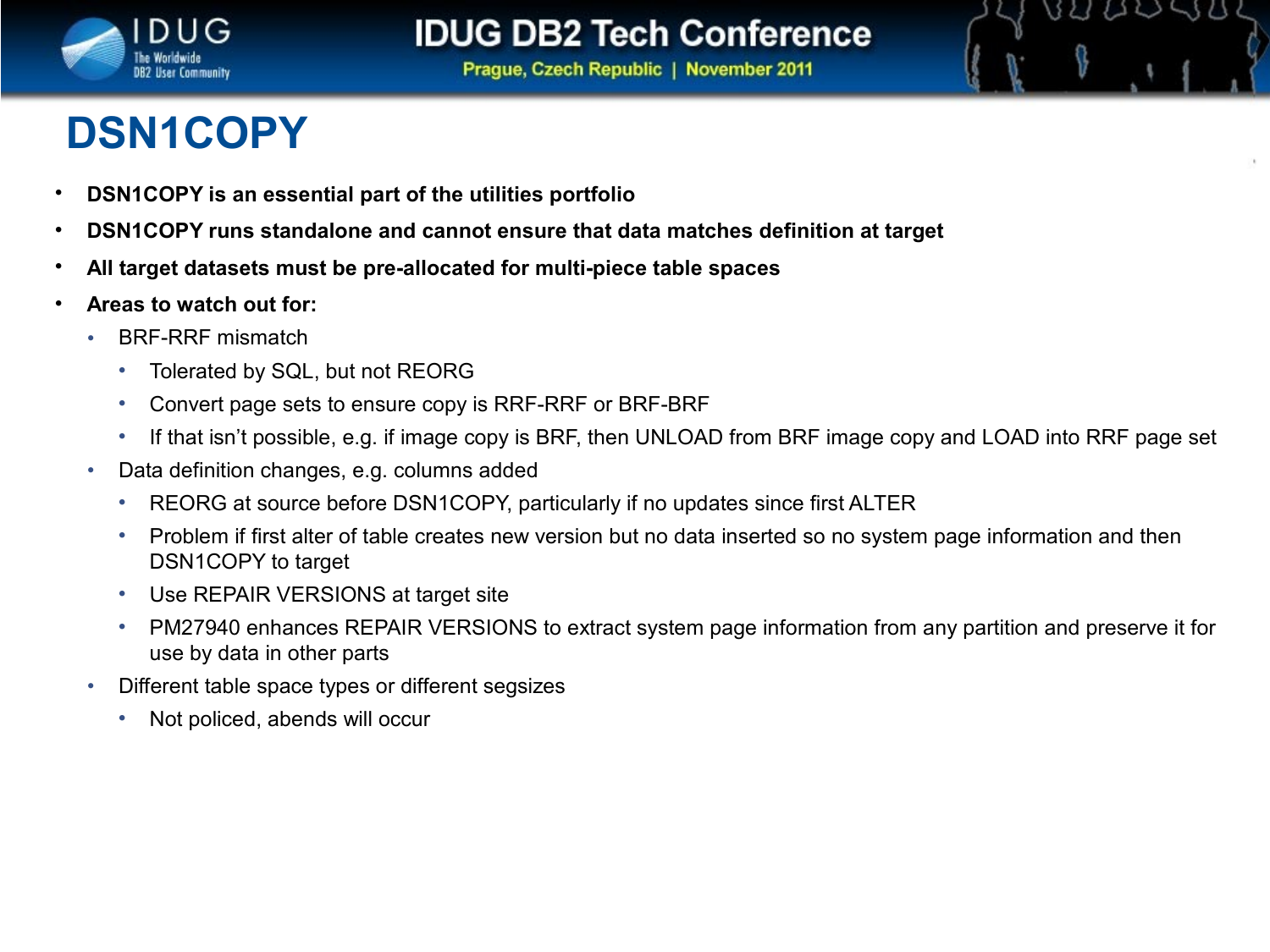# DSN1COPY

- **DSN1COPY is an essential part of the utilities portfolio**
- **DSN1COPY runs standalone and cannot ensure that data matches definition at target**
- **All target datasets must be pre-allocated for multi-piece table spaces**
- **Areas to watch out for:**
  - BRF-RRF mismatch
    - Tolerated by SQL, but not REORG
    - Convert page sets to ensure copy is RRF-RRF or BRF-BRF
    - If that isn't possible, e.g. if image copy is BRF, then UNLOAD from BRF image copy and LOAD into RRF page set
  - Data definition changes, e.g. columns added
    - REORG at source before DSN1COPY, particularly if no updates since first ALTER
    - Problem if first alter of table creates new version but no data inserted so no system page information and then DSN1COPY to target
    - Use REPAIR VERSIONS at target site
    - PM27940 enhances REPAIR VERSIONS to extract system page information from any partition and preserve it for use by data in other parts
  - Different table space types or different segsizes
    - Not policed, abends will occur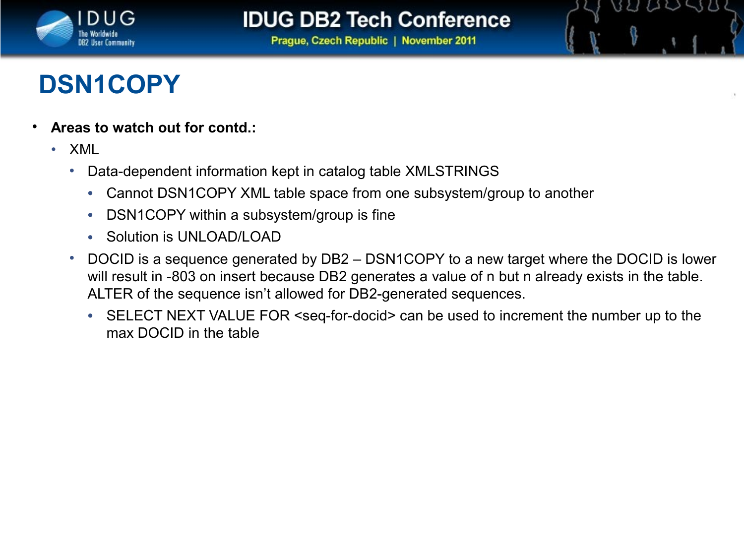# DSN1COPY

- **Areas to watch out for contd.:**
  - XML
    - Data-dependent information kept in catalog table XMLSTRINGS
      - Cannot DSN1COPY XML table space from one subsystem/group to another
      - DSN1COPY within a subsystem/group is fine
      - Solution is UNLOAD/LOAD
    - DOCID is a sequence generated by DB2 – DSN1COPY to a new target where the DOCID is lower will result in -803 on insert because DB2 generates a value of n but n already exists in the table. ALTER of the sequence isn't allowed for DB2-generated sequences.
      - SELECT NEXT VALUE FOR <seq-for-docid> can be used to increment the number up to the max DOCID in the table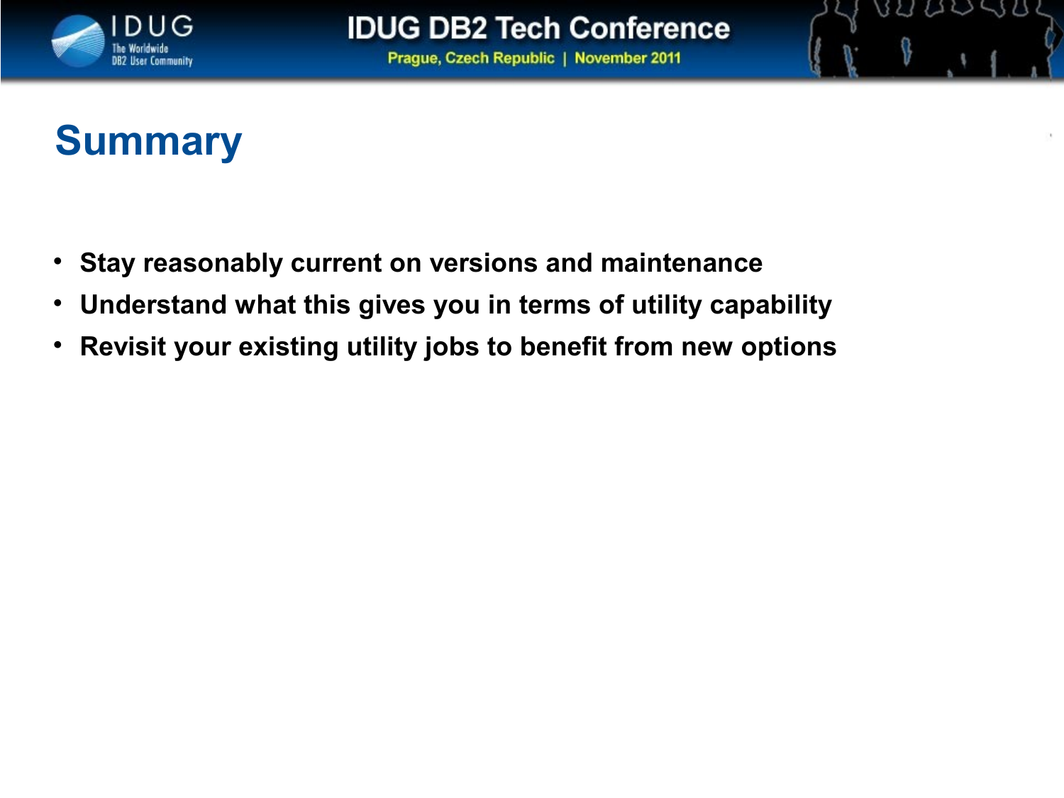# Summary

- **Stay reasonably current on versions and maintenance**
- **Understand what this gives you in terms of utility capability**
- **Revisit your existing utility jobs to benefit from new options**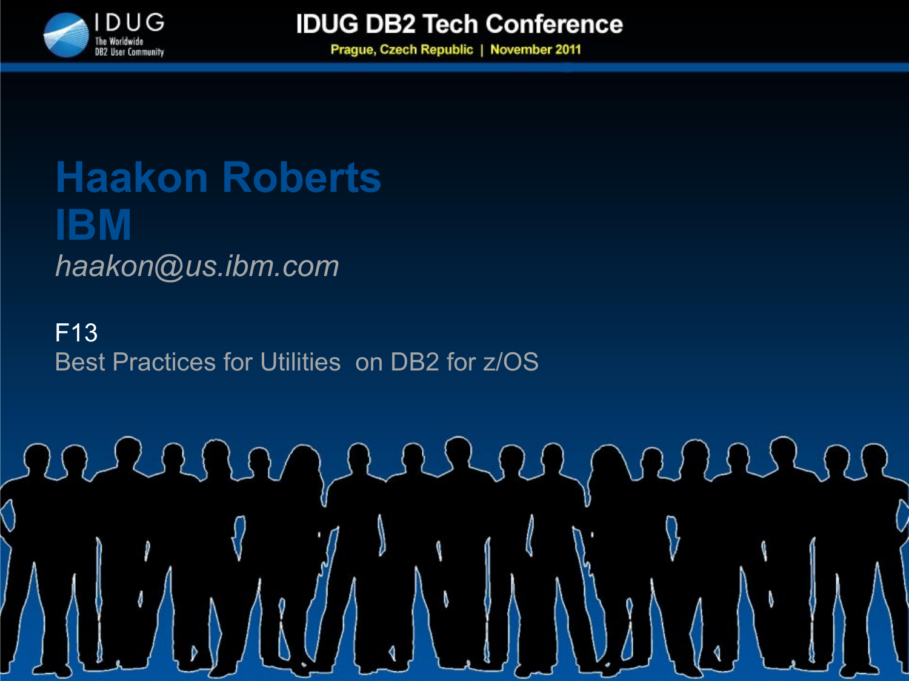# Haakon Roberts
# IBM

*haakon@us.ibm.com*

F13

Best Practices for Utilities on DB2 for z/OS